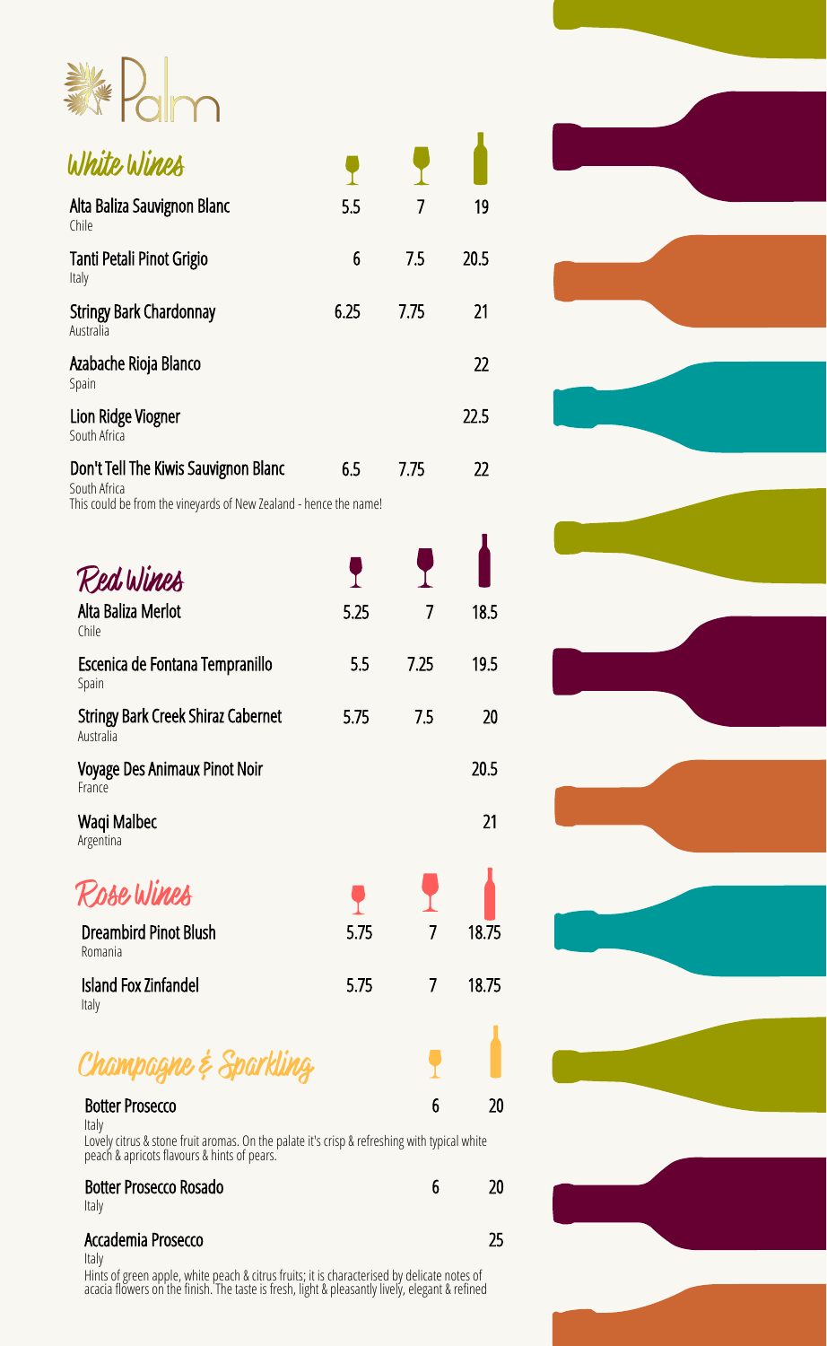# Palm

## White Wines

| Wine | Small glass | Large glass | Bottle |
|---|---|---|---|
| **Alta Baliza Sauvignon Blanc**<br>Chile | 5.5 | 7 | 19 |
| **Tanti Petali Pinot Grigio**<br>Italy | 6 | 7.5 | 20.5 |
| **Stringy Bark Chardonnay**<br>Australia | 6.25 | 7.75 | 21 |
| **Azabache Rioja Blanco**<br>Spain | | | 22 |
| **Lion Ridge Viogner**<br>South Africa | | | 22.5 |
| **Don't Tell The Kiwis Sauvignon Blanc**<br>South Africa<br>This could be from the vineyards of New Zealand - hence the name! | 6.5 | 7.75 | 22 |

## Red Wines

| Wine | Small glass | Large glass | Bottle |
|---|---|---|---|
| **Alta Baliza Merlot**<br>Chile | 5.25 | 7 | 18.5 |
| **Escenica de Fontana Tempranillo**<br>Spain | 5.5 | 7.25 | 19.5 |
| **Stringy Bark Creek Shiraz Cabernet**<br>Australia | 5.75 | 7.5 | 20 |
| **Voyage Des Animaux Pinot Noir**<br>France | | | 20.5 |
| **Waqi Malbec**<br>Argentina | | | 21 |

## Rose Wines

| Wine | Small glass | Large glass | Bottle |
|---|---|---|---|
| **Dreambird Pinot Blush**<br>Romania | 5.75 | 7 | 18.75 |
| **Island Fox Zinfandel**<br>Italy | 5.75 | 7 | 18.75 |

## Champagne & Sparkling

| Wine | Glass | Bottle |
|---|---|---|
| **Botter Prosecco**<br>Italy<br>Lovely citrus & stone fruit aromas. On the palate it's crisp & refreshing with typical white peach & apricots flavours & hints of pears. | 6 | 20 |
| **Botter Prosecco Rosado**<br>Italy | 6 | 20 |
| **Accademia Prosecco**<br>Italy<br>Hints of green apple, white peach & citrus fruits; it is characterised by delicate notes of acacia flowers on the finish. The taste is fresh, light & pleasantly lively, elegant & refined | | 25 |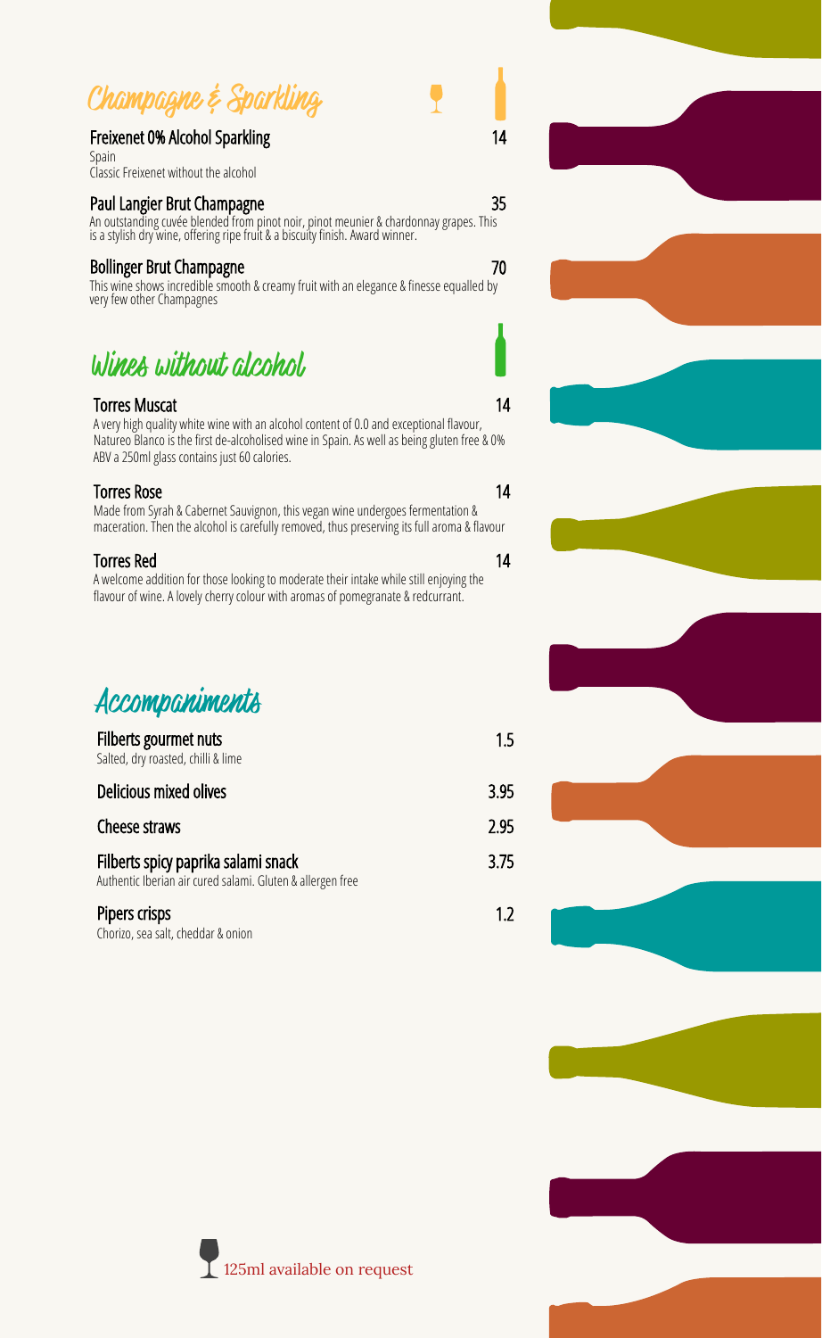## Champagne & Sparkling

**Freixenet 0% Alcohol Sparkling** 14
Spain
Classic Freixenet without the alcohol

**Paul Langier Brut Champagne** 35
An outstanding cuvée blended from pinot noir, pinot meunier & chardonnay grapes. This is a stylish dry wine, offering ripe fruit & a biscuity finish. Award winner.

**Bollinger Brut Champagne** 70
This wine shows incredible smooth & creamy fruit with an elegance & finesse equalled by very few other Champagnes

## Wines without alcohol

**Torres Muscat** 14
A very high quality white wine with an alcohol content of 0.0 and exceptional flavour, Natureo Blanco is the first de-alcoholised wine in Spain. As well as being gluten free & 0% ABV a 250ml glass contains just 60 calories.

**Torres Rose** 14
Made from Syrah & Cabernet Sauvignon, this vegan wine undergoes fermentation & maceration. Then the alcohol is carefully removed, thus preserving its full aroma & flavour

**Torres Red** 14
A welcome addition for those looking to moderate their intake while still enjoying the flavour of wine. A lovely cherry colour with aromas of pomegranate & redcurrant.

## Accompaniments

**Filberts gourmet nuts** 1.5
Salted, dry roasted, chilli & lime

**Delicious mixed olives** 3.95

**Cheese straws** 2.95

**Filberts spicy paprika salami snack** 3.75
Authentic Iberian air cured salami. Gluten & allergen free

**Pipers crisps** 1.2
Chorizo, sea salt, cheddar & onion

125ml available on request